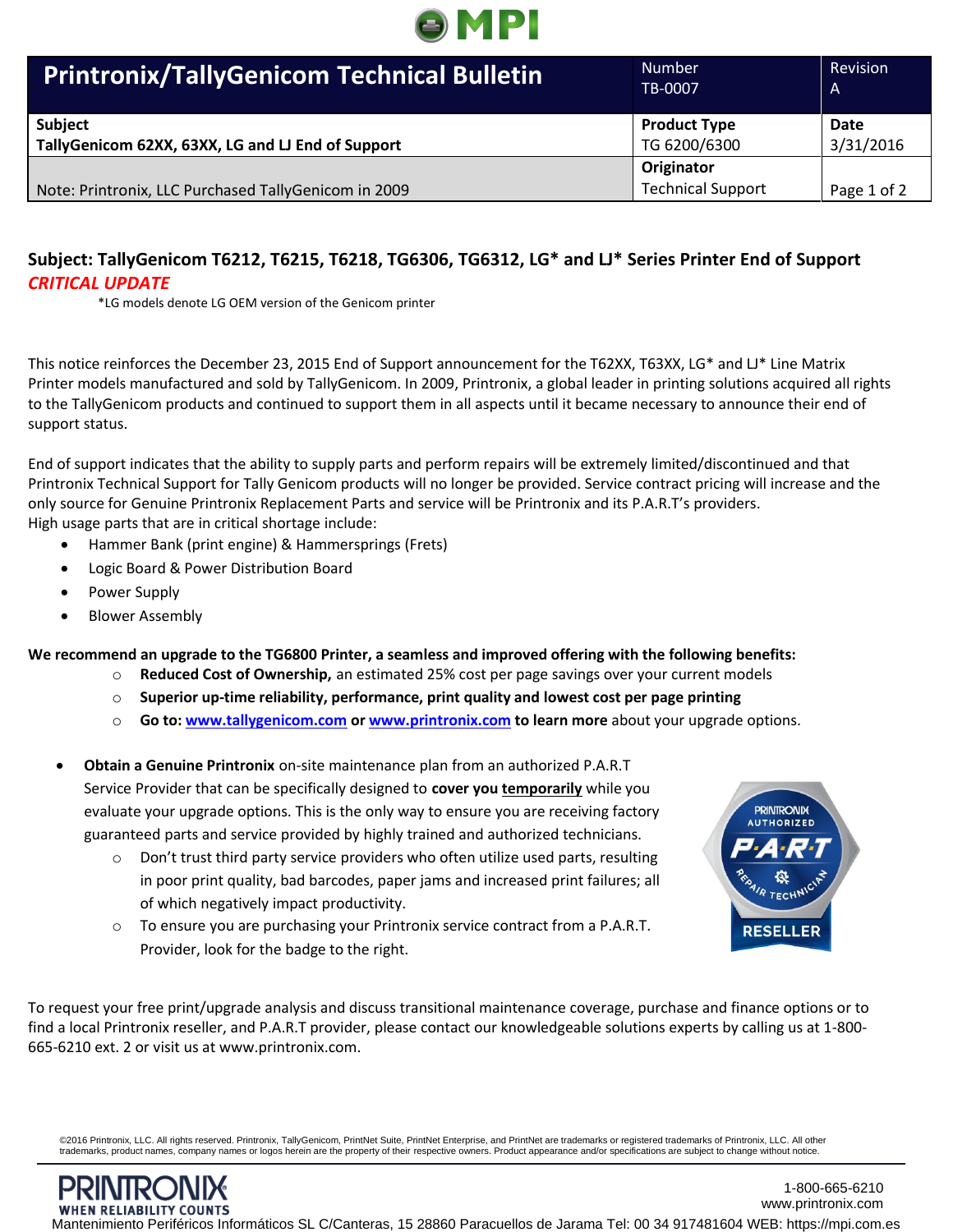| Printronix/TallyGenicom Technical Bulletin | Number<br>TB-0007 | Revision<br>A |
|---|---|---|
| **Subject**<br>**TallyGenicom 62XX, 63XX, LG and LJ End of Support** | **Product Type**<br>TG 6200/6300 | **Date**<br>3/31/2016 |
| Note: Printronix, LLC Purchased TallyGenicom in 2009 | **Originator**<br>Technical Support | |

## Subject: TallyGenicom T6212, T6215, T6218, TG6306, TG6312, LG* and LJ* Series Printer End of Support

***CRITICAL UPDATE***

*LG models denote LG OEM version of the Genicom printer

This notice reinforces the December 23, 2015 End of Support announcement for the T62XX, T63XX, LG* and LJ* Line Matrix Printer models manufactured and sold by TallyGenicom. In 2009, Printronix, a global leader in printing solutions acquired all rights to the TallyGenicom products and continued to support them in all aspects until it became necessary to announce their end of support status.

End of support indicates that the ability to supply parts and perform repairs will be extremely limited/discontinued and that Printronix Technical Support for Tally Genicom products will no longer be provided. Service contract pricing will increase and the only source for Genuine Printronix Replacement Parts and service will be Printronix and its P.A.R.T's providers.
High usage parts that are in critical shortage include:

- Hammer Bank (print engine) & Hammersprings (Frets)
- Logic Board & Power Distribution Board
- Power Supply
- Blower Assembly

**We recommend an upgrade to the TG6800 Printer, a seamless and improved offering with the following benefits:**

- **Reduced Cost of Ownership,** an estimated 25% cost per page savings over your current models
- **Superior up-time reliability, performance, print quality and lowest cost per page printing**
- **Go to: www.tallygenicom.com or www.printronix.com to learn more** about your upgrade options.

- **Obtain a Genuine Printronix** on-site maintenance plan from an authorized P.A.R.T Service Provider that can be specifically designed to **cover you <u>temporarily</u>** while you evaluate your upgrade options. This is the only way to ensure you are receiving factory guaranteed parts and service provided by highly trained and authorized technicians.
  - Don't trust third party service providers who often utilize used parts, resulting in poor print quality, bad barcodes, paper jams and increased print failures; all of which negatively impact productivity.
  - To ensure you are purchasing your Printronix service contract from a P.A.R.T. Provider, look for the badge to the right.

To request your free print/upgrade analysis and discuss transitional maintenance coverage, purchase and finance options or to find a local Printronix reseller, and P.A.R.T provider, please contact our knowledgeable solutions experts by calling us at 1-800-665-6210 ext. 2 or visit us at www.printronix.com.

©2016 Printronix, LLC. All rights reserved. Printronix, TallyGenicom, PrintNet Suite, PrintNet Enterprise, and PrintNet are trademarks or registered trademarks of Printronix, LLC. All other trademarks, product names, company names or logos herein are the property of their respective owners. Product appearance and/or specifications are subject to change without notice.

1-800-665-6210
www.printronix.com

Mantenimiento Periféricos Informáticos SL C/Canteras, 15 28860 Paracuellos de Jarama Tel: 00 34 917481604 WEB: https://mpi.com.es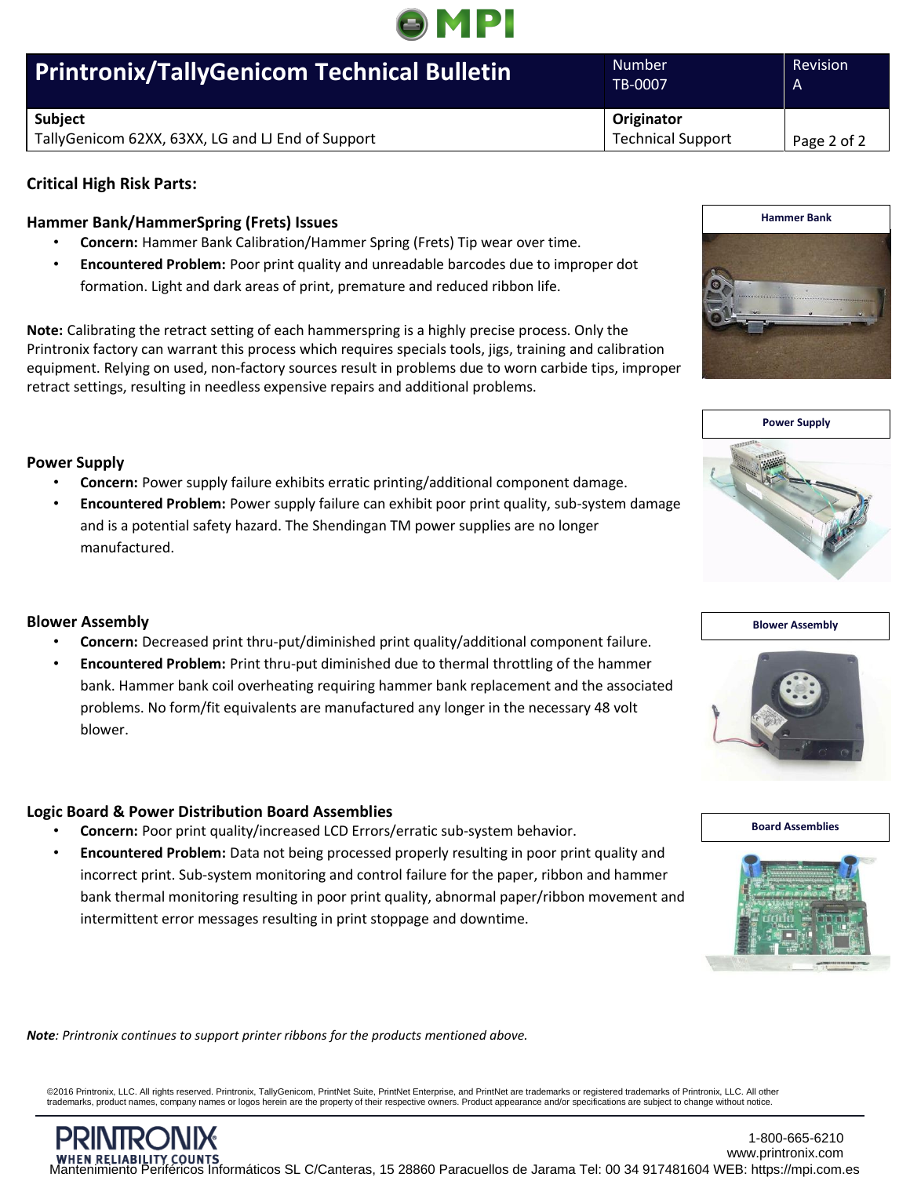## Critical High Risk Parts:

### Hammer Bank/HammerSpring (Frets) Issues

- **Concern:** Hammer Bank Calibration/Hammer Spring (Frets) Tip wear over time.
- **Encountered Problem:** Poor print quality and unreadable barcodes due to improper dot formation. Light and dark areas of print, premature and reduced ribbon life.

**Note:** Calibrating the retract setting of each hammerspring is a highly precise process. Only the Printronix factory can warrant this process which requires specials tools, jigs, training and calibration equipment. Relying on used, non-factory sources result in problems due to worn carbide tips, improper retract settings, resulting in needless expensive repairs and additional problems.

Hammer Bank

### Power Supply

- **Concern:** Power supply failure exhibits erratic printing/additional component damage.
- **Encountered Problem:** Power supply failure can exhibit poor print quality, sub-system damage and is a potential safety hazard. The Shendingan TM power supplies are no longer manufactured.

Power Supply

### Blower Assembly

- **Concern:** Decreased print thru-put/diminished print quality/additional component failure.
- **Encountered Problem:** Print thru-put diminished due to thermal throttling of the hammer bank. Hammer bank coil overheating requiring hammer bank replacement and the associated problems. No form/fit equivalents are manufactured any longer in the necessary 48 volt blower.

Blower Assembly

### Logic Board & Power Distribution Board Assemblies

- **Concern:** Poor print quality/increased LCD Errors/erratic sub-system behavior.
- **Encountered Problem:** Data not being processed properly resulting in poor print quality and incorrect print. Sub-system monitoring and control failure for the paper, ribbon and hammer bank thermal monitoring resulting in poor print quality, abnormal paper/ribbon movement and intermittent error messages resulting in print stoppage and downtime.

Board Assemblies

***Note**: Printronix continues to support printer ribbons for the products mentioned above.*

©2016 Printronix, LLC. All rights reserved. Printronix, TallyGenicom, PrintNet Suite, PrintNet Enterprise, and PrintNet are trademarks or registered trademarks of Printronix, LLC. All other trademarks, product names, company names or logos herein are the property of their respective owners. Product appearance and/or specifications are subject to change without notice.

PRINTRONIX WHEN RELIABILITY COUNTS

1-800-665-6210
www.printronix.com

Mantenimiento Periféricos Informáticos SL C/Canteras, 15 28860 Paracuellos de Jarama Tel: 00 34 917481604 WEB: https://mpi.com.es